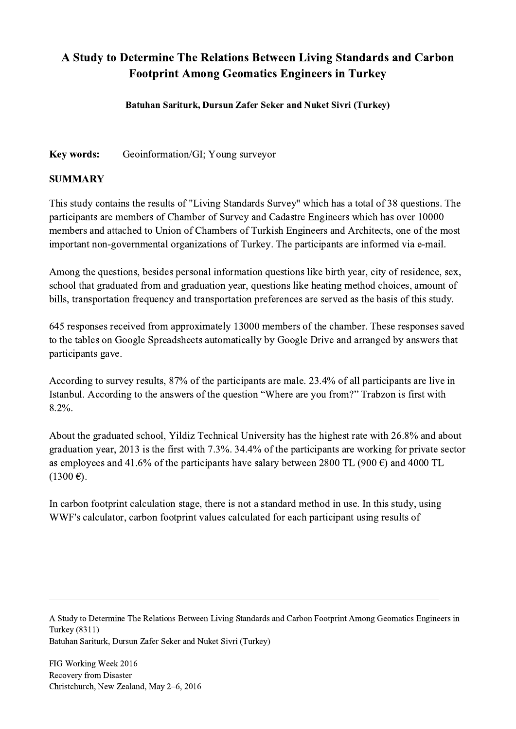# A Study to Determine The Relations Between Living Standards and Carbon Footprint Among Geomatics Engineers in Turkey

**Batuhan Sariturk, Dursun Zafer Seker and Nuket Sivri (Turkey)**

**Key words:** Geoinformation/GI; Young surveyor

## SUMMARY

This study contains the results of "Living Standards Survey" which has a total of 38 questions. The participants are members of Chamber of Survey and Cadastre Engineers which has over 10000 members and attached to Union of Chambers of Turkish Engineers and Architects, one of the most important non-governmental organizations of Turkey. The participants are informed via e-mail.

Among the questions, besides personal information questions like birth year, city of residence, sex, school that graduated from and graduation year, questions like heating method choices, amount of bills, transportation frequency and transportation preferences are served as the basis of this study.

645 responses received from approximately 13000 members of the chamber. These responses saved to the tables on Google Spreadsheets automatically by Google Drive and arranged by answers that participants gave.

According to survey results, 87% of the participants are male. 23.4% of all participants are live in Istanbul. According to the answers of the question "Where are you from?" Trabzon is first with 8.2%.

About the graduated school, Yildiz Technical University has the highest rate with 26.8% and about graduation year, 2013 is the first with 7.3%. 34.4% of the participants are working for private sector as employees and 41.6% of the participants have salary between 2800 TL (900 €) and 4000 TL (1300 €).

In carbon footprint calculation stage, there is not a standard method in use. In this study, using WWF's calculator, carbon footprint values calculated for each participant using results of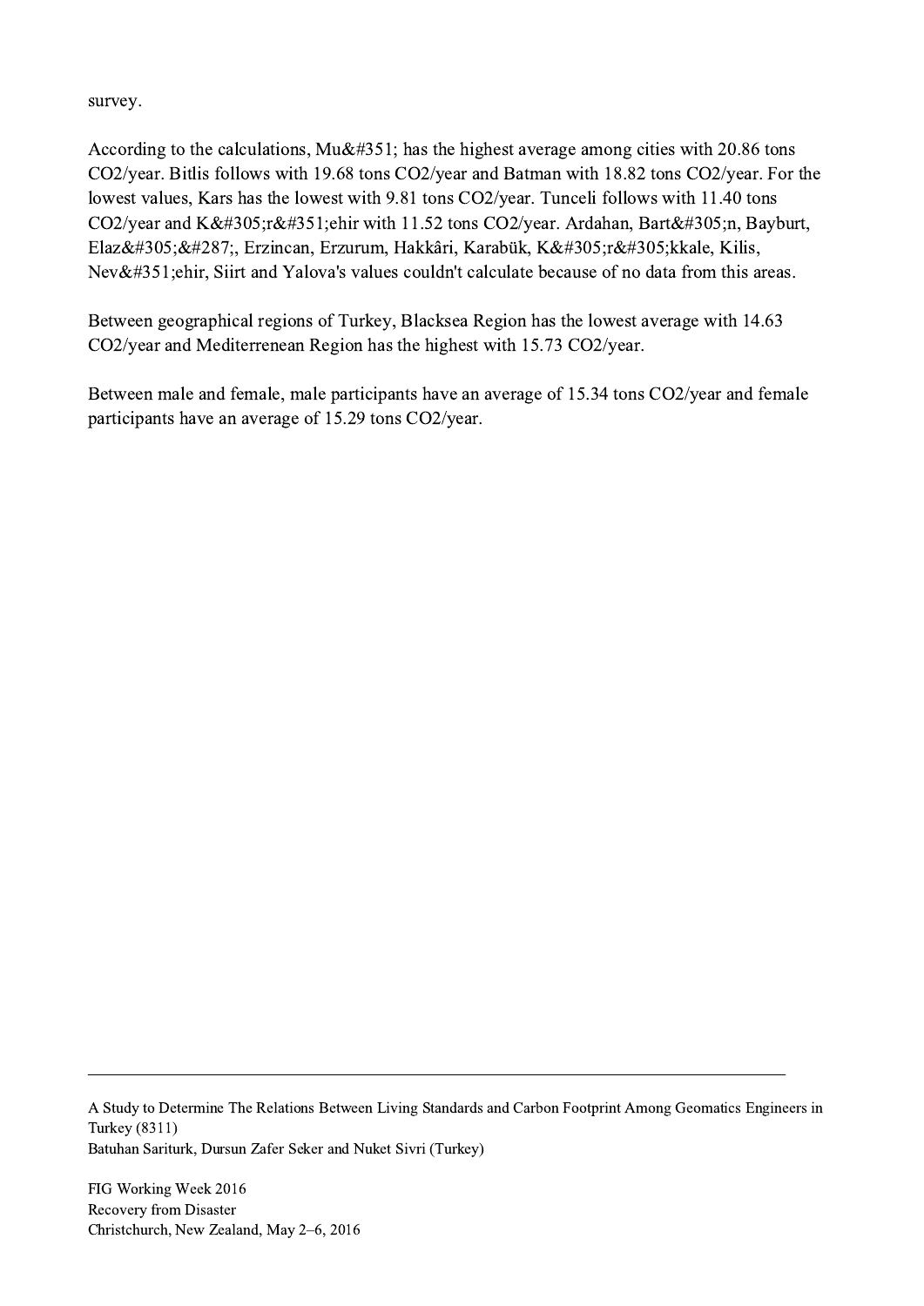survey.

According to the calculations, Mu&#351; has the highest average among cities with 20.86 tons $CO_2$/year. Bitlis follows with 19.68 tons $CO_2$/year and Batman with 18.82 tons $CO_2$/year. For the lowest values, Kars has the lowest with 9.81 tons $CO_2$/year. Tunceli follows with 11.40 tons $CO_2$/year and K&#305;r&#351;ehir with 11.52 tons $CO_2$/year. Ardahan, Bart&#305;n, Bayburt, Elaz&#305;&#287;, Erzincan, Erzurum, Hakkâri, Karabük, K&#305;r&#305;kkale, Kilis, Nev&#351;ehir, Siirt and Yalova's values couldn't calculate because of no data from this areas.

Between geographical regions of Turkey, Blacksea Region has the lowest average with 14.63 $CO_2$/year and Mediterrenean Region has the highest with 15.73 $CO_2$/year.

Between male and female, male participants have an average of 15.34 tons $CO_2$/year and female participants have an average of 15.29 tons $CO_2$/year.